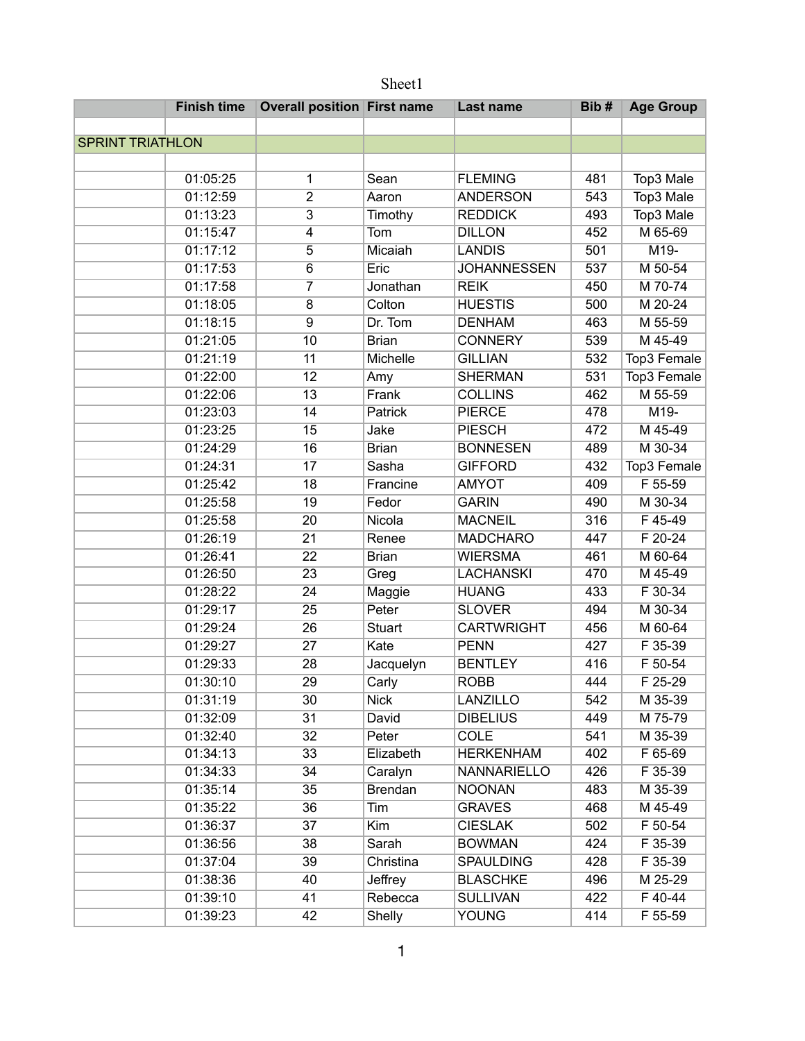Sheet1

| | Finish time | Overall position | First name | Last name | Bib # | Age Group |
|---|---|---|---|---|---|---|
| | | | | | | |
| SPRINT TRIATHLON | | | | | | |
| | | | | | | |
| | 01:05:25 | 1 | Sean | FLEMING | 481 | Top3 Male |
| | 01:12:59 | 2 | Aaron | ANDERSON | 543 | Top3 Male |
| | 01:13:23 | 3 | Timothy | REDDICK | 493 | Top3 Male |
| | 01:15:47 | 4 | Tom | DILLON | 452 | M 65-69 |
| | 01:17:12 | 5 | Micaiah | LANDIS | 501 | M19- |
| | 01:17:53 | 6 | Eric | JOHANNESSEN | 537 | M 50-54 |
| | 01:17:58 | 7 | Jonathan | REIK | 450 | M 70-74 |
| | 01:18:05 | 8 | Colton | HUESTIS | 500 | M 20-24 |
| | 01:18:15 | 9 | Dr. Tom | DENHAM | 463 | M 55-59 |
| | 01:21:05 | 10 | Brian | CONNERY | 539 | M 45-49 |
| | 01:21:19 | 11 | Michelle | GILLIAN | 532 | Top3 Female |
| | 01:22:00 | 12 | Amy | SHERMAN | 531 | Top3 Female |
| | 01:22:06 | 13 | Frank | COLLINS | 462 | M 55-59 |
| | 01:23:03 | 14 | Patrick | PIERCE | 478 | M19- |
| | 01:23:25 | 15 | Jake | PIESCH | 472 | M 45-49 |
| | 01:24:29 | 16 | Brian | BONNESEN | 489 | M 30-34 |
| | 01:24:31 | 17 | Sasha | GIFFORD | 432 | Top3 Female |
| | 01:25:42 | 18 | Francine | AMYOT | 409 | F 55-59 |
| | 01:25:58 | 19 | Fedor | GARIN | 490 | M 30-34 |
| | 01:25:58 | 20 | Nicola | MACNEIL | 316 | F 45-49 |
| | 01:26:19 | 21 | Renee | MADCHARO | 447 | F 20-24 |
| | 01:26:41 | 22 | Brian | WIERSMA | 461 | M 60-64 |
| | 01:26:50 | 23 | Greg | LACHANSKI | 470 | M 45-49 |
| | 01:28:22 | 24 | Maggie | HUANG | 433 | F 30-34 |
| | 01:29:17 | 25 | Peter | SLOVER | 494 | M 30-34 |
| | 01:29:24 | 26 | Stuart | CARTWRIGHT | 456 | M 60-64 |
| | 01:29:27 | 27 | Kate | PENN | 427 | F 35-39 |
| | 01:29:33 | 28 | Jacquelyn | BENTLEY | 416 | F 50-54 |
| | 01:30:10 | 29 | Carly | ROBB | 444 | F 25-29 |
| | 01:31:19 | 30 | Nick | LANZILLO | 542 | M 35-39 |
| | 01:32:09 | 31 | David | DIBELIUS | 449 | M 75-79 |
| | 01:32:40 | 32 | Peter | COLE | 541 | M 35-39 |
| | 01:34:13 | 33 | Elizabeth | HERKENHAM | 402 | F 65-69 |
| | 01:34:33 | 34 | Caralyn | NANNARIELLO | 426 | F 35-39 |
| | 01:35:14 | 35 | Brendan | NOONAN | 483 | M 35-39 |
| | 01:35:22 | 36 | Tim | GRAVES | 468 | M 45-49 |
| | 01:36:37 | 37 | Kim | CIESLAK | 502 | F 50-54 |
| | 01:36:56 | 38 | Sarah | BOWMAN | 424 | F 35-39 |
| | 01:37:04 | 39 | Christina | SPAULDING | 428 | F 35-39 |
| | 01:38:36 | 40 | Jeffrey | BLASCHKE | 496 | M 25-29 |
| | 01:39:10 | 41 | Rebecca | SULLIVAN | 422 | F 40-44 |
| | 01:39:23 | 42 | Shelly | YOUNG | 414 | F 55-59 |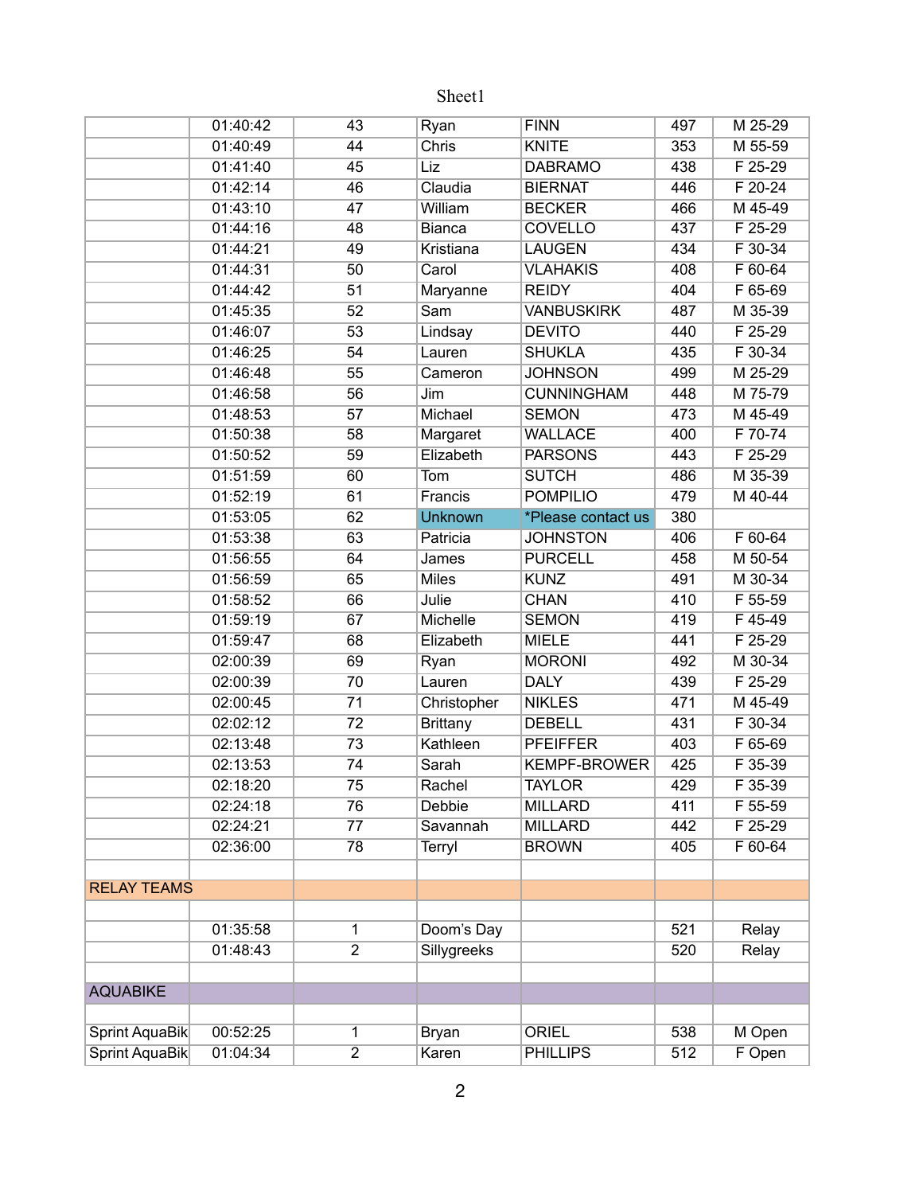Sheet1

| | | | | | | |
|---|---|---|---|---|---|---|
| | 01:40:42 | 43 | Ryan | FINN | 497 | M 25-29 |
| | 01:40:49 | 44 | Chris | KNITE | 353 | M 55-59 |
| | 01:41:40 | 45 | Liz | DABRAMO | 438 | F 25-29 |
| | 01:42:14 | 46 | Claudia | BIERNAT | 446 | F 20-24 |
| | 01:43:10 | 47 | William | BECKER | 466 | M 45-49 |
| | 01:44:16 | 48 | Bianca | COVELLO | 437 | F 25-29 |
| | 01:44:21 | 49 | Kristiana | LAUGEN | 434 | F 30-34 |
| | 01:44:31 | 50 | Carol | VLAHAKIS | 408 | F 60-64 |
| | 01:44:42 | 51 | Maryanne | REIDY | 404 | F 65-69 |
| | 01:45:35 | 52 | Sam | VANBUSKIRK | 487 | M 35-39 |
| | 01:46:07 | 53 | Lindsay | DEVITO | 440 | F 25-29 |
| | 01:46:25 | 54 | Lauren | SHUKLA | 435 | F 30-34 |
| | 01:46:48 | 55 | Cameron | JOHNSON | 499 | M 25-29 |
| | 01:46:58 | 56 | Jim | CUNNINGHAM | 448 | M 75-79 |
| | 01:48:53 | 57 | Michael | SEMON | 473 | M 45-49 |
| | 01:50:38 | 58 | Margaret | WALLACE | 400 | F 70-74 |
| | 01:50:52 | 59 | Elizabeth | PARSONS | 443 | F 25-29 |
| | 01:51:59 | 60 | Tom | SUTCH | 486 | M 35-39 |
| | 01:52:19 | 61 | Francis | POMPILIO | 479 | M 40-44 |
| | 01:53:05 | 62 | Unknown | *Please contact us | 380 | |
| | 01:53:38 | 63 | Patricia | JOHNSTON | 406 | F 60-64 |
| | 01:56:55 | 64 | James | PURCELL | 458 | M 50-54 |
| | 01:56:59 | 65 | Miles | KUNZ | 491 | M 30-34 |
| | 01:58:52 | 66 | Julie | CHAN | 410 | F 55-59 |
| | 01:59:19 | 67 | Michelle | SEMON | 419 | F 45-49 |
| | 01:59:47 | 68 | Elizabeth | MIELE | 441 | F 25-29 |
| | 02:00:39 | 69 | Ryan | MORONI | 492 | M 30-34 |
| | 02:00:39 | 70 | Lauren | DALY | 439 | F 25-29 |
| | 02:00:45 | 71 | Christopher | NIKLES | 471 | M 45-49 |
| | 02:02:12 | 72 | Brittany | DEBELL | 431 | F 30-34 |
| | 02:13:48 | 73 | Kathleen | PFEIFFER | 403 | F 65-69 |
| | 02:13:53 | 74 | Sarah | KEMPF-BROWER | 425 | F 35-39 |
| | 02:18:20 | 75 | Rachel | TAYLOR | 429 | F 35-39 |
| | 02:24:18 | 76 | Debbie | MILLARD | 411 | F 55-59 |
| | 02:24:21 | 77 | Savannah | MILLARD | 442 | F 25-29 |
| | 02:36:00 | 78 | Terryl | BROWN | 405 | F 60-64 |
| | | | | | | |
| RELAY TEAMS | | | | | | |
| | | | | | | |
| | 01:35:58 | 1 | Doom's Day | | 521 | Relay |
| | 01:48:43 | 2 | Sillygreeks | | 520 | Relay |
| | | | | | | |
| AQUABIKE | | | | | | |
| | | | | | | |
| Sprint AquaBik | 00:52:25 | 1 | Bryan | ORIEL | 538 | M Open |
| Sprint AquaBik | 01:04:34 | 2 | Karen | PHILLIPS | 512 | F Open |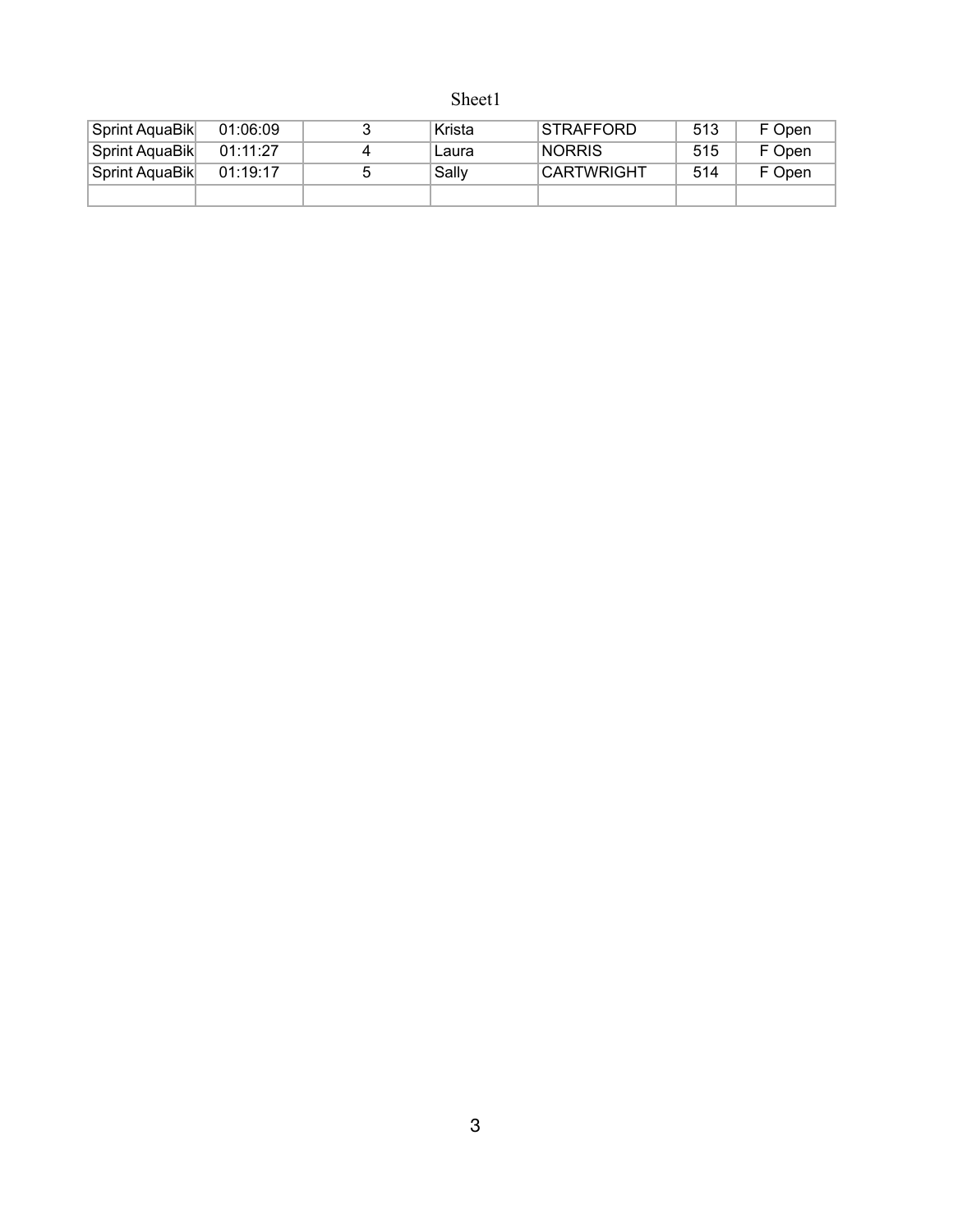| | | | | | | |
|---|---|---|---|---|---|---|
| Sprint AquaBik | 01:06:09 | 3 | Krista | STRAFFORD | 513 | F Open |
| Sprint AquaBik | 01:11:27 | 4 | Laura | NORRIS | 515 | F Open |
| Sprint AquaBik | 01:19:17 | 5 | Sally | CARTWRIGHT | 514 | F Open |
| | | | | | | |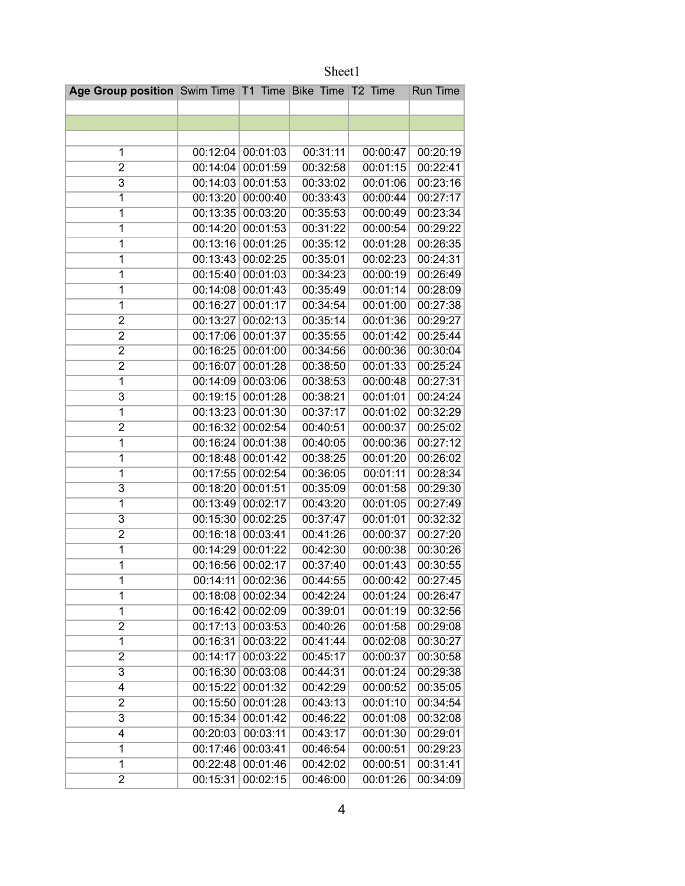Sheet1

| Age Group position | Swim Time | T1 Time | Bike Time | T2 Time | Run Time |
|---|---|---|---|---|---|
| | | | | | |
| | | | | | |
| | | | | | |
| 1 | 00:12:04 | 00:01:03 | 00:31:11 | 00:00:47 | 00:20:19 |
| 2 | 00:14:04 | 00:01:59 | 00:32:58 | 00:01:15 | 00:22:41 |
| 3 | 00:14:03 | 00:01:53 | 00:33:02 | 00:01:06 | 00:23:16 |
| 1 | 00:13:20 | 00:00:40 | 00:33:43 | 00:00:44 | 00:27:17 |
| 1 | 00:13:35 | 00:03:20 | 00:35:53 | 00:00:49 | 00:23:34 |
| 1 | 00:14:20 | 00:01:53 | 00:31:22 | 00:00:54 | 00:29:22 |
| 1 | 00:13:16 | 00:01:25 | 00:35:12 | 00:01:28 | 00:26:35 |
| 1 | 00:13:43 | 00:02:25 | 00:35:01 | 00:02:23 | 00:24:31 |
| 1 | 00:15:40 | 00:01:03 | 00:34:23 | 00:00:19 | 00:26:49 |
| 1 | 00:14:08 | 00:01:43 | 00:35:49 | 00:01:14 | 00:28:09 |
| 1 | 00:16:27 | 00:01:17 | 00:34:54 | 00:01:00 | 00:27:38 |
| 2 | 00:13:27 | 00:02:13 | 00:35:14 | 00:01:36 | 00:29:27 |
| 2 | 00:17:06 | 00:01:37 | 00:35:55 | 00:01:42 | 00:25:44 |
| 2 | 00:16:25 | 00:01:00 | 00:34:56 | 00:00:36 | 00:30:04 |
| 2 | 00:16:07 | 00:01:28 | 00:38:50 | 00:01:33 | 00:25:24 |
| 1 | 00:14:09 | 00:03:06 | 00:38:53 | 00:00:48 | 00:27:31 |
| 3 | 00:19:15 | 00:01:28 | 00:38:21 | 00:01:01 | 00:24:24 |
| 1 | 00:13:23 | 00:01:30 | 00:37:17 | 00:01:02 | 00:32:29 |
| 2 | 00:16:32 | 00:02:54 | 00:40:51 | 00:00:37 | 00:25:02 |
| 1 | 00:16:24 | 00:01:38 | 00:40:05 | 00:00:36 | 00:27:12 |
| 1 | 00:18:48 | 00:01:42 | 00:38:25 | 00:01:20 | 00:26:02 |
| 1 | 00:17:55 | 00:02:54 | 00:36:05 | 00:01:11 | 00:28:34 |
| 3 | 00:18:20 | 00:01:51 | 00:35:09 | 00:01:58 | 00:29:30 |
| 1 | 00:13:49 | 00:02:17 | 00:43:20 | 00:01:05 | 00:27:49 |
| 3 | 00:15:30 | 00:02:25 | 00:37:47 | 00:01:01 | 00:32:32 |
| 2 | 00:16:18 | 00:03:41 | 00:41:26 | 00:00:37 | 00:27:20 |
| 1 | 00:14:29 | 00:01:22 | 00:42:30 | 00:00:38 | 00:30:26 |
| 1 | 00:16:56 | 00:02:17 | 00:37:40 | 00:01:43 | 00:30:55 |
| 1 | 00:14:11 | 00:02:36 | 00:44:55 | 00:00:42 | 00:27:45 |
| 1 | 00:18:08 | 00:02:34 | 00:42:24 | 00:01:24 | 00:26:47 |
| 1 | 00:16:42 | 00:02:09 | 00:39:01 | 00:01:19 | 00:32:56 |
| 2 | 00:17:13 | 00:03:53 | 00:40:26 | 00:01:58 | 00:29:08 |
| 1 | 00:16:31 | 00:03:22 | 00:41:44 | 00:02:08 | 00:30:27 |
| 2 | 00:14:17 | 00:03:22 | 00:45:17 | 00:00:37 | 00:30:58 |
| 3 | 00:16:30 | 00:03:08 | 00:44:31 | 00:01:24 | 00:29:38 |
| 4 | 00:15:22 | 00:01:32 | 00:42:29 | 00:00:52 | 00:35:05 |
| 2 | 00:15:50 | 00:01:28 | 00:43:13 | 00:01:10 | 00:34:54 |
| 3 | 00:15:34 | 00:01:42 | 00:46:22 | 00:01:08 | 00:32:08 |
| 4 | 00:20:03 | 00:03:11 | 00:43:17 | 00:01:30 | 00:29:01 |
| 1 | 00:17:46 | 00:03:41 | 00:46:54 | 00:00:51 | 00:29:23 |
| 1 | 00:22:48 | 00:01:46 | 00:42:02 | 00:00:51 | 00:31:41 |
| 2 | 00:15:31 | 00:02:15 | 00:46:00 | 00:01:26 | 00:34:09 |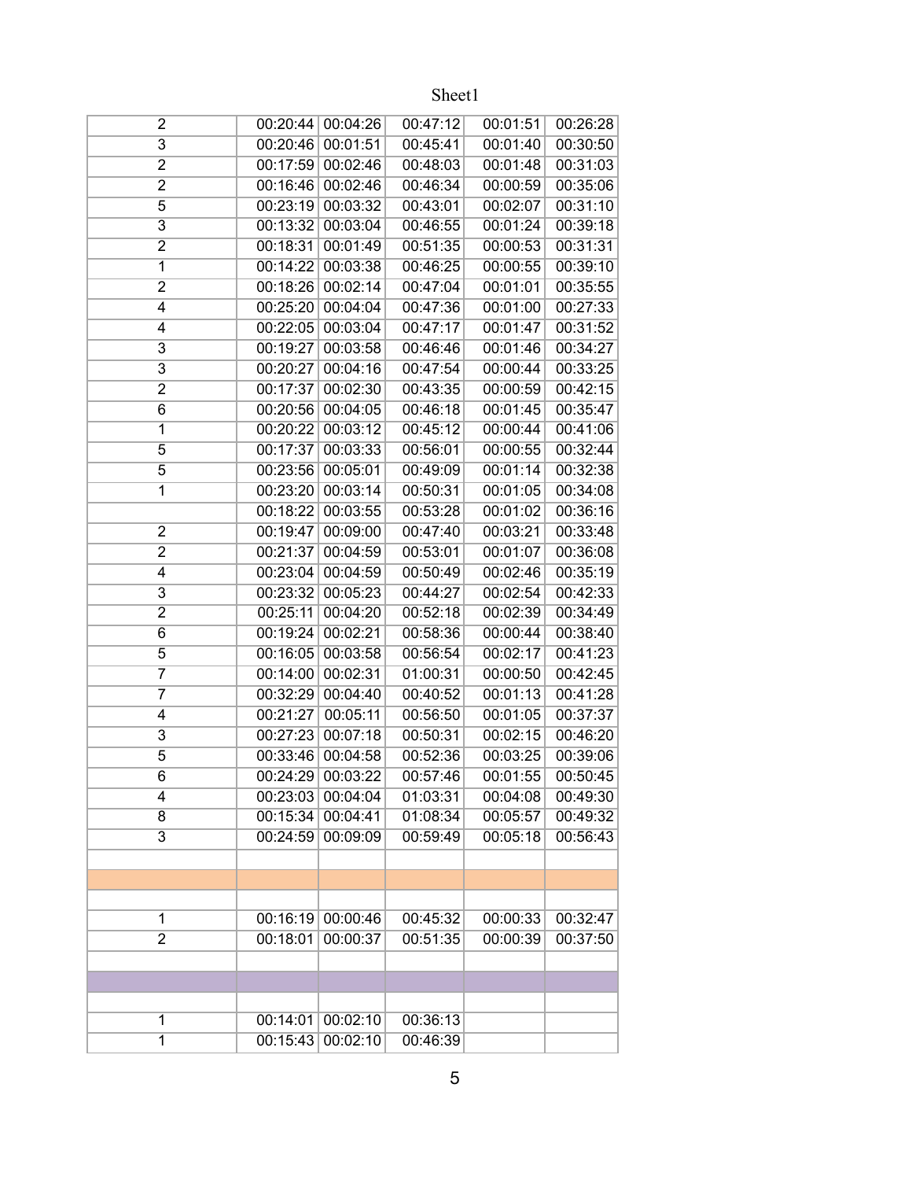Sheet1

| | | | | | |
|---|---|---|---|---|---|
| 2 | 00:20:44 | 00:04:26 | 00:47:12 | 00:01:51 | 00:26:28 |
| 3 | 00:20:46 | 00:01:51 | 00:45:41 | 00:01:40 | 00:30:50 |
| 2 | 00:17:59 | 00:02:46 | 00:48:03 | 00:01:48 | 00:31:03 |
| 2 | 00:16:46 | 00:02:46 | 00:46:34 | 00:00:59 | 00:35:06 |
| 5 | 00:23:19 | 00:03:32 | 00:43:01 | 00:02:07 | 00:31:10 |
| 3 | 00:13:32 | 00:03:04 | 00:46:55 | 00:01:24 | 00:39:18 |
| 2 | 00:18:31 | 00:01:49 | 00:51:35 | 00:00:53 | 00:31:31 |
| 1 | 00:14:22 | 00:03:38 | 00:46:25 | 00:00:55 | 00:39:10 |
| 2 | 00:18:26 | 00:02:14 | 00:47:04 | 00:01:01 | 00:35:55 |
| 4 | 00:25:20 | 00:04:04 | 00:47:36 | 00:01:00 | 00:27:33 |
| 4 | 00:22:05 | 00:03:04 | 00:47:17 | 00:01:47 | 00:31:52 |
| 3 | 00:19:27 | 00:03:58 | 00:46:46 | 00:01:46 | 00:34:27 |
| 3 | 00:20:27 | 00:04:16 | 00:47:54 | 00:00:44 | 00:33:25 |
| 2 | 00:17:37 | 00:02:30 | 00:43:35 | 00:00:59 | 00:42:15 |
| 6 | 00:20:56 | 00:04:05 | 00:46:18 | 00:01:45 | 00:35:47 |
| 1 | 00:20:22 | 00:03:12 | 00:45:12 | 00:00:44 | 00:41:06 |
| 5 | 00:17:37 | 00:03:33 | 00:56:01 | 00:00:55 | 00:32:44 |
| 5 | 00:23:56 | 00:05:01 | 00:49:09 | 00:01:14 | 00:32:38 |
| 1 | 00:23:20 | 00:03:14 | 00:50:31 | 00:01:05 | 00:34:08 |
| | 00:18:22 | 00:03:55 | 00:53:28 | 00:01:02 | 00:36:16 |
| 2 | 00:19:47 | 00:09:00 | 00:47:40 | 00:03:21 | 00:33:48 |
| 2 | 00:21:37 | 00:04:59 | 00:53:01 | 00:01:07 | 00:36:08 |
| 4 | 00:23:04 | 00:04:59 | 00:50:49 | 00:02:46 | 00:35:19 |
| 3 | 00:23:32 | 00:05:23 | 00:44:27 | 00:02:54 | 00:42:33 |
| 2 | 00:25:11 | 00:04:20 | 00:52:18 | 00:02:39 | 00:34:49 |
| 6 | 00:19:24 | 00:02:21 | 00:58:36 | 00:00:44 | 00:38:40 |
| 5 | 00:16:05 | 00:03:58 | 00:56:54 | 00:02:17 | 00:41:23 |
| 7 | 00:14:00 | 00:02:31 | 01:00:31 | 00:00:50 | 00:42:45 |
| 7 | 00:32:29 | 00:04:40 | 00:40:52 | 00:01:13 | 00:41:28 |
| 4 | 00:21:27 | 00:05:11 | 00:56:50 | 00:01:05 | 00:37:37 |
| 3 | 00:27:23 | 00:07:18 | 00:50:31 | 00:02:15 | 00:46:20 |
| 5 | 00:33:46 | 00:04:58 | 00:52:36 | 00:03:25 | 00:39:06 |
| 6 | 00:24:29 | 00:03:22 | 00:57:46 | 00:01:55 | 00:50:45 |
| 4 | 00:23:03 | 00:04:04 | 01:03:31 | 00:04:08 | 00:49:30 |
| 8 | 00:15:34 | 00:04:41 | 01:08:34 | 00:05:57 | 00:49:32 |
| 3 | 00:24:59 | 00:09:09 | 00:59:49 | 00:05:18 | 00:56:43 |
| | | | | | |
| | | | | | |
| | | | | | |
| 1 | 00:16:19 | 00:00:46 | 00:45:32 | 00:00:33 | 00:32:47 |
| 2 | 00:18:01 | 00:00:37 | 00:51:35 | 00:00:39 | 00:37:50 |
| | | | | | |
| | | | | | |
| | | | | | |
| 1 | 00:14:01 | 00:02:10 | 00:36:13 | | |
| 1 | 00:15:43 | 00:02:10 | 00:46:39 | | |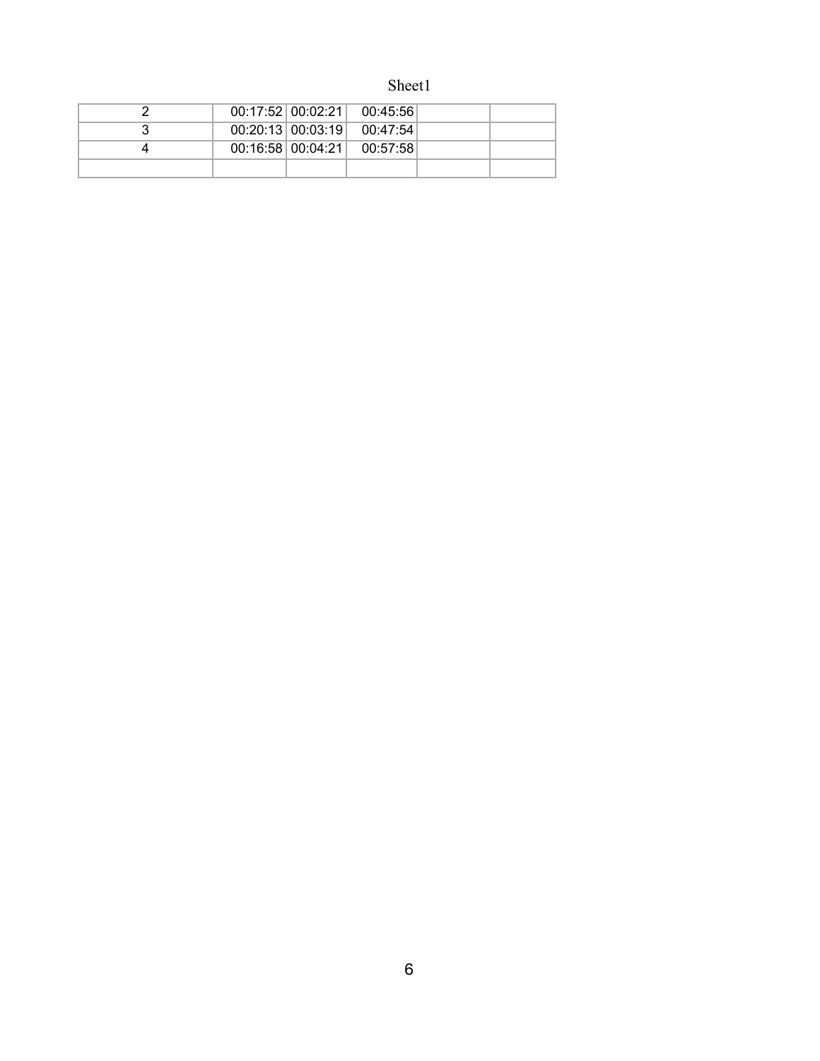| | | | | | |
|---|---|---|---|---|---|
| 2 | 00:17:52 | 00:02:21 | 00:45:56 | | |
| 3 | 00:20:13 | 00:03:19 | 00:47:54 | | |
| 4 | 00:16:58 | 00:04:21 | 00:57:58 | | |
| | | | | | |